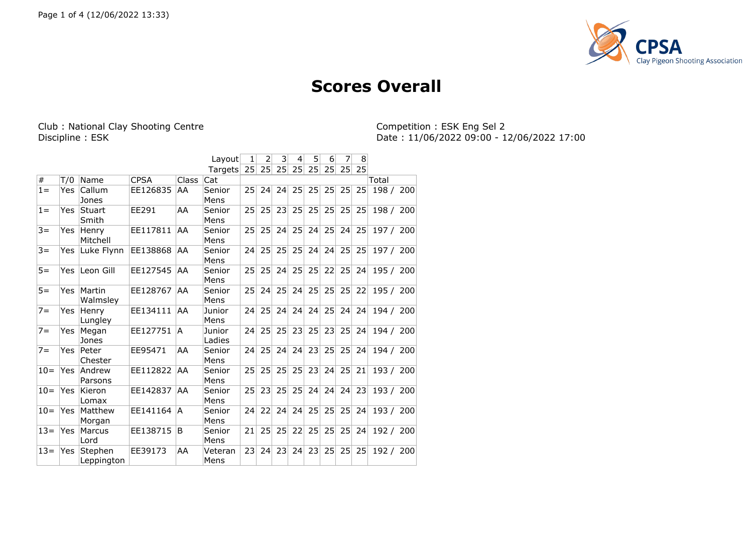# Scores Overall

Club : National Clay Shooting Centre
Discipline : ESK

Competition : ESK Eng Sel 2
Date : 11/06/2022 09:00 - 12/06/2022 17:00

| | | | | | Layout | 1 | 2 | 3 | 4 | 5 | 6 | 7 | 8 | |
|---|---|---|---|---|---|---|---|---|---|---|---|---|---|---|
| | | | | | Targets | 25 | 25 | 25 | 25 | 25 | 25 | 25 | 25 | |
| # | T/0 | Name | CPSA | Class | Cat | | | | | | | | | Total |
| 1= | Yes | Callum Jones | EE126835 | AA | Senior Mens | 25 | 24 | 24 | 25 | 25 | 25 | 25 | 25 | 198 / 200 |
| 1= | Yes | Stuart Smith | EE291 | AA | Senior Mens | 25 | 25 | 23 | 25 | 25 | 25 | 25 | 25 | 198 / 200 |
| 3= | Yes | Henry Mitchell | EE117811 | AA | Senior Mens | 25 | 25 | 24 | 25 | 24 | 25 | 24 | 25 | 197 / 200 |
| 3= | Yes | Luke Flynn | EE138868 | AA | Senior Mens | 24 | 25 | 25 | 25 | 24 | 24 | 25 | 25 | 197 / 200 |
| 5= | Yes | Leon Gill | EE127545 | AA | Senior Mens | 25 | 25 | 24 | 25 | 25 | 22 | 25 | 24 | 195 / 200 |
| 5= | Yes | Martin Walmsley | EE128767 | AA | Senior Mens | 25 | 24 | 25 | 24 | 25 | 25 | 25 | 22 | 195 / 200 |
| 7= | Yes | Henry Lungley | EE134111 | AA | Junior Mens | 24 | 25 | 24 | 24 | 24 | 25 | 24 | 24 | 194 / 200 |
| 7= | Yes | Megan Jones | EE127751 | A | Junior Ladies | 24 | 25 | 25 | 23 | 25 | 23 | 25 | 24 | 194 / 200 |
| 7= | Yes | Peter Chester | EE95471 | AA | Senior Mens | 24 | 25 | 24 | 24 | 23 | 25 | 25 | 24 | 194 / 200 |
| 10= | Yes | Andrew Parsons | EE112822 | AA | Senior Mens | 25 | 25 | 25 | 25 | 23 | 24 | 25 | 21 | 193 / 200 |
| 10= | Yes | Kieron Lomax | EE142837 | AA | Senior Mens | 25 | 23 | 25 | 25 | 24 | 24 | 24 | 23 | 193 / 200 |
| 10= | Yes | Matthew Morgan | EE141164 | A | Senior Mens | 24 | 22 | 24 | 24 | 25 | 25 | 25 | 24 | 193 / 200 |
| 13= | Yes | Marcus Lord | EE138715 | B | Senior Mens | 21 | 25 | 25 | 22 | 25 | 25 | 25 | 24 | 192 / 200 |
| 13= | Yes | Stephen Leppington | EE39173 | AA | Veteran Mens | 23 | 24 | 23 | 24 | 23 | 25 | 25 | 25 | 192 / 200 |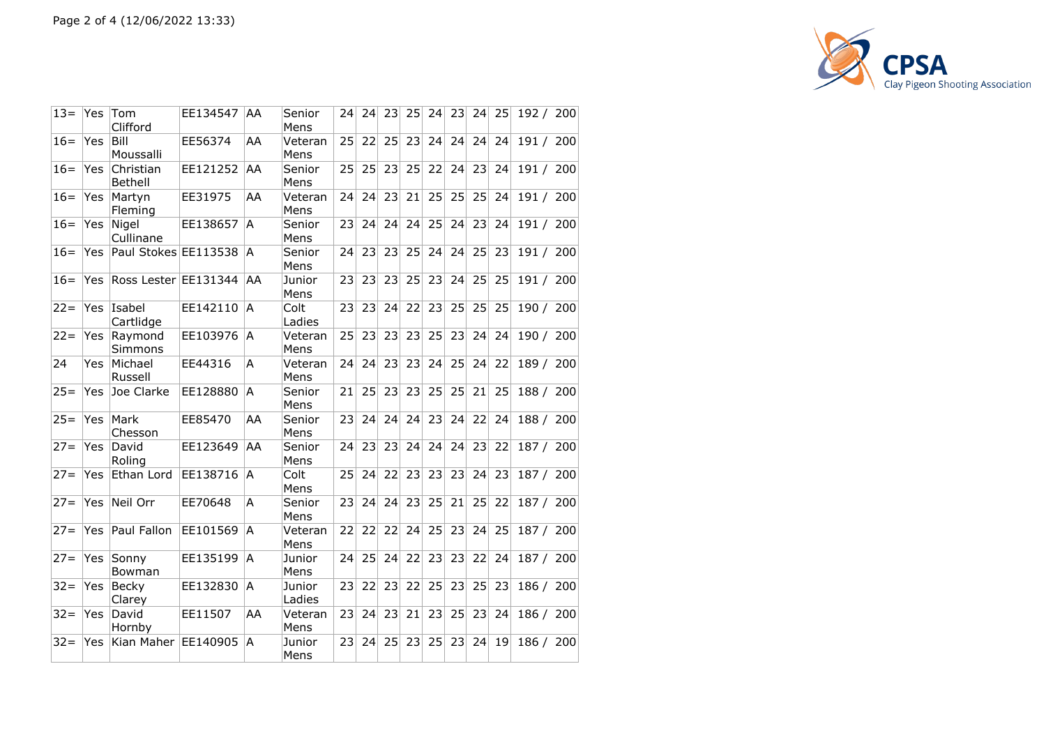| | | | | | | | | | | | | | | |
|---|---|---|---|---|---|---|---|---|---|---|---|---|---|---|
| 13= | Yes | Tom Clifford | EE134547 | AA | Senior Mens | 24 | 24 | 23 | 25 | 24 | 23 | 24 | 25 | 192 / 200 |
| 16= | Yes | Bill Moussalli | EE56374 | AA | Veteran Mens | 25 | 22 | 25 | 23 | 24 | 24 | 24 | 24 | 191 / 200 |
| 16= | Yes | Christian Bethell | EE121252 | AA | Senior Mens | 25 | 25 | 23 | 25 | 22 | 24 | 23 | 24 | 191 / 200 |
| 16= | Yes | Martyn Fleming | EE31975 | AA | Veteran Mens | 24 | 24 | 23 | 21 | 25 | 25 | 25 | 24 | 191 / 200 |
| 16= | Yes | Nigel Cullinane | EE138657 | A | Senior Mens | 23 | 24 | 24 | 24 | 25 | 24 | 23 | 24 | 191 / 200 |
| 16= | Yes | Paul Stokes | EE113538 | A | Senior Mens | 24 | 23 | 23 | 25 | 24 | 24 | 25 | 23 | 191 / 200 |
| 16= | Yes | Ross Lester | EE131344 | AA | Junior Mens | 23 | 23 | 23 | 25 | 23 | 24 | 25 | 25 | 191 / 200 |
| 22= | Yes | Isabel Cartlidge | EE142110 | A | Colt Ladies | 23 | 23 | 24 | 22 | 23 | 25 | 25 | 25 | 190 / 200 |
| 22= | Yes | Raymond Simmons | EE103976 | A | Veteran Mens | 25 | 23 | 23 | 23 | 25 | 23 | 24 | 24 | 190 / 200 |
| 24 | Yes | Michael Russell | EE44316 | A | Veteran Mens | 24 | 24 | 23 | 23 | 24 | 25 | 24 | 22 | 189 / 200 |
| 25= | Yes | Joe Clarke | EE128880 | A | Senior Mens | 21 | 25 | 23 | 23 | 25 | 25 | 21 | 25 | 188 / 200 |
| 25= | Yes | Mark Chesson | EE85470 | AA | Senior Mens | 23 | 24 | 24 | 24 | 23 | 24 | 22 | 24 | 188 / 200 |
| 27= | Yes | David Roling | EE123649 | AA | Senior Mens | 24 | 23 | 23 | 24 | 24 | 24 | 23 | 22 | 187 / 200 |
| 27= | Yes | Ethan Lord | EE138716 | A | Colt Mens | 25 | 24 | 22 | 23 | 23 | 23 | 24 | 23 | 187 / 200 |
| 27= | Yes | Neil Orr | EE70648 | A | Senior Mens | 23 | 24 | 24 | 23 | 25 | 21 | 25 | 22 | 187 / 200 |
| 27= | Yes | Paul Fallon | EE101569 | A | Veteran Mens | 22 | 22 | 22 | 24 | 25 | 23 | 24 | 25 | 187 / 200 |
| 27= | Yes | Sonny Bowman | EE135199 | A | Junior Mens | 24 | 25 | 24 | 22 | 23 | 23 | 22 | 24 | 187 / 200 |
| 32= | Yes | Becky Clarey | EE132830 | A | Junior Ladies | 23 | 22 | 23 | 22 | 25 | 23 | 25 | 23 | 186 / 200 |
| 32= | Yes | David Hornby | EE11507 | AA | Veteran Mens | 23 | 24 | 23 | 21 | 23 | 25 | 23 | 24 | 186 / 200 |
| 32= | Yes | Kian Maher | EE140905 | A | Junior Mens | 23 | 24 | 25 | 23 | 25 | 23 | 24 | 19 | 186 / 200 |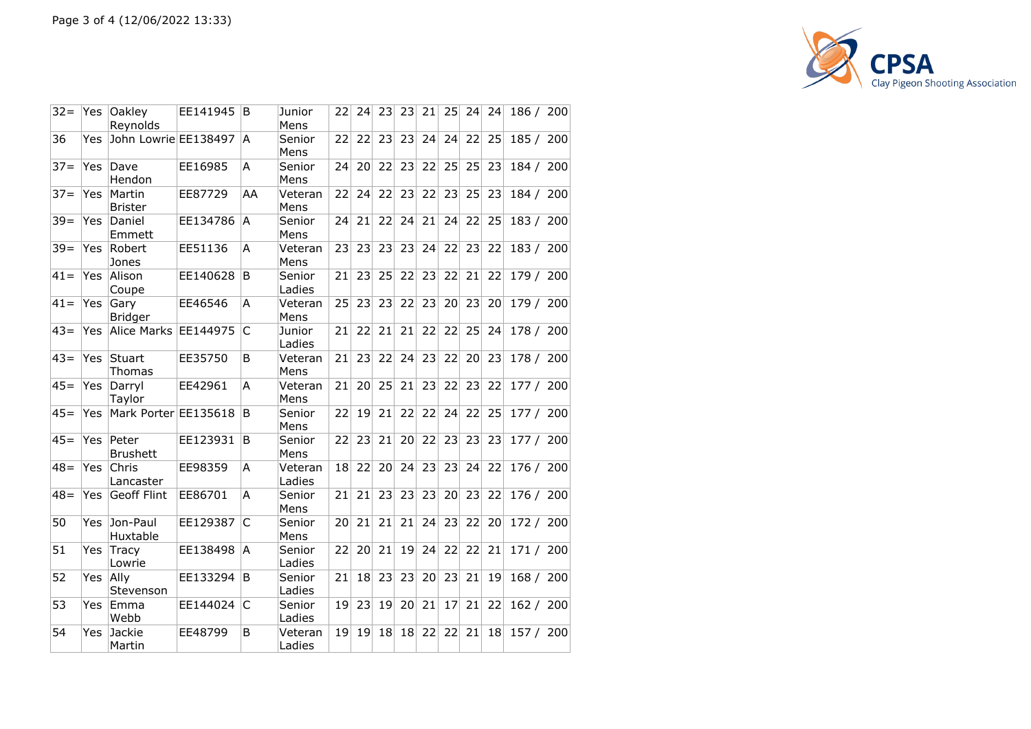| | | | | | | | | | | | | | | |
|---|---|---|---|---|---|---|---|---|---|---|---|---|---|---|
| 32= | Yes | Oakley Reynolds | EE141945 | B | Junior Mens | 22 | 24 | 23 | 23 | 21 | 25 | 24 | 24 | 186 / 200 |
| 36 | Yes | John Lowrie | EE138497 | A | Senior Mens | 22 | 22 | 23 | 23 | 24 | 24 | 22 | 25 | 185 / 200 |
| 37= | Yes | Dave Hendon | EE16985 | A | Senior Mens | 24 | 20 | 22 | 23 | 22 | 25 | 25 | 23 | 184 / 200 |
| 37= | Yes | Martin Brister | EE87729 | AA | Veteran Mens | 22 | 24 | 22 | 23 | 22 | 23 | 25 | 23 | 184 / 200 |
| 39= | Yes | Daniel Emmett | EE134786 | A | Senior Mens | 24 | 21 | 22 | 24 | 21 | 24 | 22 | 25 | 183 / 200 |
| 39= | Yes | Robert Jones | EE51136 | A | Veteran Mens | 23 | 23 | 23 | 23 | 24 | 22 | 23 | 22 | 183 / 200 |
| 41= | Yes | Alison Coupe | EE140628 | B | Senior Ladies | 21 | 23 | 25 | 22 | 23 | 22 | 21 | 22 | 179 / 200 |
| 41= | Yes | Gary Bridger | EE46546 | A | Veteran Mens | 25 | 23 | 23 | 22 | 23 | 20 | 23 | 20 | 179 / 200 |
| 43= | Yes | Alice Marks | EE144975 | C | Junior Ladies | 21 | 22 | 21 | 21 | 22 | 22 | 25 | 24 | 178 / 200 |
| 43= | Yes | Stuart Thomas | EE35750 | B | Veteran Mens | 21 | 23 | 22 | 24 | 23 | 22 | 20 | 23 | 178 / 200 |
| 45= | Yes | Darryl Taylor | EE42961 | A | Veteran Mens | 21 | 20 | 25 | 21 | 23 | 22 | 23 | 22 | 177 / 200 |
| 45= | Yes | Mark Porter | EE135618 | B | Senior Mens | 22 | 19 | 21 | 22 | 22 | 24 | 22 | 25 | 177 / 200 |
| 45= | Yes | Peter Brushett | EE123931 | B | Senior Mens | 22 | 23 | 21 | 20 | 22 | 23 | 23 | 23 | 177 / 200 |
| 48= | Yes | Chris Lancaster | EE98359 | A | Veteran Ladies | 18 | 22 | 20 | 24 | 23 | 23 | 24 | 22 | 176 / 200 |
| 48= | Yes | Geoff Flint | EE86701 | A | Senior Mens | 21 | 21 | 23 | 23 | 23 | 20 | 23 | 22 | 176 / 200 |
| 50 | Yes | Jon-Paul Huxtable | EE129387 | C | Senior Mens | 20 | 21 | 21 | 21 | 24 | 23 | 22 | 20 | 172 / 200 |
| 51 | Yes | Tracy Lowrie | EE138498 | A | Senior Ladies | 22 | 20 | 21 | 19 | 24 | 22 | 22 | 21 | 171 / 200 |
| 52 | Yes | Ally Stevenson | EE133294 | B | Senior Ladies | 21 | 18 | 23 | 23 | 20 | 23 | 21 | 19 | 168 / 200 |
| 53 | Yes | Emma Webb | EE144024 | C | Senior Ladies | 19 | 23 | 19 | 20 | 21 | 17 | 21 | 22 | 162 / 200 |
| 54 | Yes | Jackie Martin | EE48799 | B | Veteran Ladies | 19 | 19 | 18 | 18 | 22 | 22 | 21 | 18 | 157 / 200 |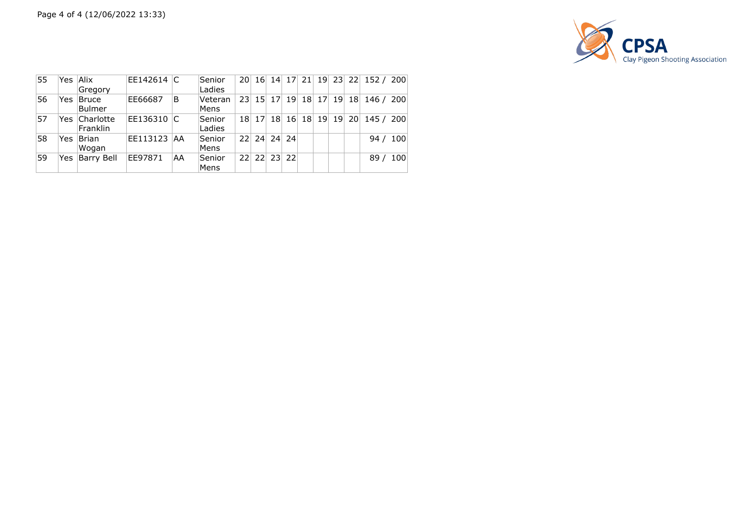| | | | | | | | | | | | | | | | |
|---|---|---|---|---|---|---|---|---|---|---|---|---|---|---|---|
| 55 | Yes | Alix Gregory | EE142614 | C | Senior Ladies | 20 | 16 | 14 | 17 | 21 | 19 | 23 | 22 | 152 / | 200 |
| 56 | Yes | Bruce Bulmer | EE66687 | B | Veteran Mens | 23 | 15 | 17 | 19 | 18 | 17 | 19 | 18 | 146 / | 200 |
| 57 | Yes | Charlotte Franklin | EE136310 | C | Senior Ladies | 18 | 17 | 18 | 16 | 18 | 19 | 19 | 20 | 145 / | 200 |
| 58 | Yes | Brian Wogan | EE113123 | AA | Senior Mens | 22 | 24 | 24 | 24 | | | | | 94 / | 100 |
| 59 | Yes | Barry Bell | EE97871 | AA | Senior Mens | 22 | 22 | 23 | 22 | | | | | 89 / | 100 |